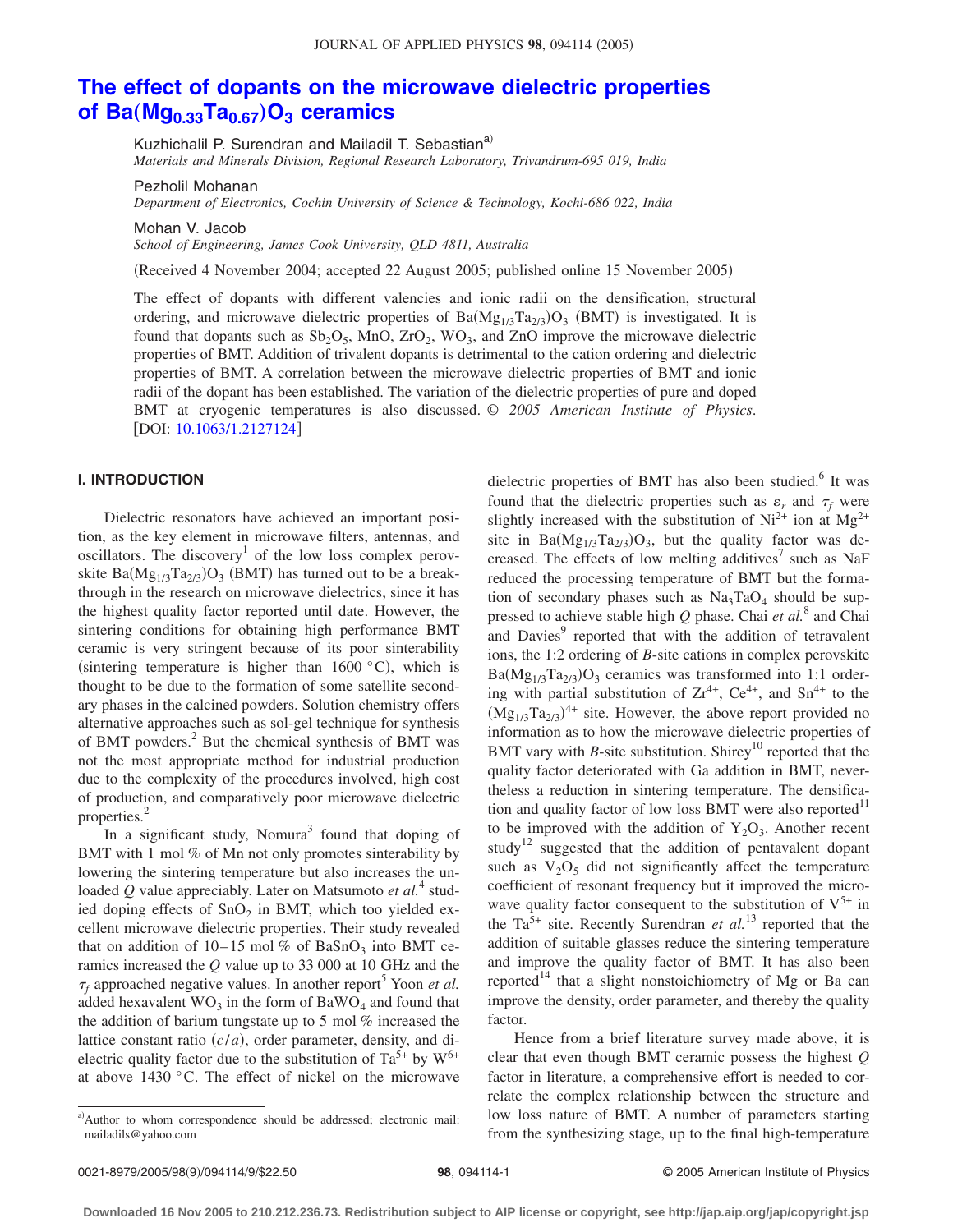# The effect of dopants on the microwave dielectric properties of $Ba(Mg_{0.33}Ta_{0.67})O_3$ ceramics

Kuzhichalil P. Surendran and Mailadil T. Sebastian[a)]
*Materials and Minerals Division, Regional Research Laboratory, Trivandrum-695 019, India*

Pezholil Mohanan
*Department of Electronics, Cochin University of Science & Technology, Kochi-686 022, India*

Mohan V. Jacob
*School of Engineering, James Cook University, QLD 4811, Australia*

(Received 4 November 2004; accepted 22 August 2005; published online 15 November 2005)

The effect of dopants with different valencies and ionic radii on the densification, structural ordering, and microwave dielectric properties of $Ba(Mg_{1/3}Ta_{2/3})O_3$ (BMT) is investigated. It is found that dopants such as $Sb_2O_5$, MnO, $ZrO_2$, $WO_3$, and ZnO improve the microwave dielectric properties of BMT. Addition of trivalent dopants is detrimental to the cation ordering and dielectric properties of BMT. A correlation between the microwave dielectric properties of BMT and ionic radii of the dopant has been established. The variation of the dielectric properties of pure and doped BMT at cryogenic temperatures is also discussed. © *2005 American Institute of Physics*. [DOI: 10.1063/1.2127124]

## I. INTRODUCTION

Dielectric resonators have achieved an important position, as the key element in microwave filters, antennas, and oscillators. The discovery[1] of the low loss complex perovskite $Ba(Mg_{1/3}Ta_{2/3})O_3$ (BMT) has turned out to be a breakthrough in the research on microwave dielectrics, since it has the highest quality factor reported until date. However, the sintering conditions for obtaining high performance BMT ceramic is very stringent because of its poor sinterability (sintering temperature is higher than 1600 °C), which is thought to be due to the formation of some satellite secondary phases in the calcined powders. Solution chemistry offers alternative approaches such as sol-gel technique for synthesis of BMT powders.[2] But the chemical synthesis of BMT was not the most appropriate method for industrial production due to the complexity of the procedures involved, high cost of production, and comparatively poor microwave dielectric properties.[2]

In a significant study, Nomura[3] found that doping of BMT with 1 mol % of Mn not only promotes sinterability by lowering the sintering temperature but also increases the unloaded $Q$ value appreciably. Later on Matsumoto *et al.*[4] studied doping effects of $SnO_2$ in BMT, which too yielded excellent microwave dielectric properties. Their study revealed that on addition of 10–15 mol % of $BaSnO_3$ into BMT ceramics increased the $Q$ value up to 33 000 at 10 GHz and the $\tau_f$ approached negative values. In another report[5] Yoon *et al.* added hexavalent $WO_3$ in the form of $BaWO_4$ and found that the addition of barium tungstate up to 5 mol % increased the lattice constant ratio $(c/a)$, order parameter, density, and dielectric quality factor due to the substitution of $Ta^{5+}$ by $W^{6+}$ at above 1430 °C. The effect of nickel on the microwave dielectric properties of BMT has also been studied.[6] It was found that the dielectric properties such as $\varepsilon_r$ and $\tau_f$ were slightly increased with the substitution of $Ni^{2+}$ ion at $Mg^{2+}$ site in $Ba(Mg_{1/3}Ta_{2/3})O_3$, but the quality factor was decreased. The effects of low melting additives[7] such as NaF reduced the processing temperature of BMT but the formation of secondary phases such as $Na_3TaO_4$ should be suppressed to achieve stable high $Q$ phase. Chai *et al.*[8] and Chai and Davies[9] reported that with the addition of tetravalent ions, the 1:2 ordering of $B$-site cations in complex perovskite $Ba(Mg_{1/3}Ta_{2/3})O_3$ ceramics was transformed into 1:1 ordering with partial substitution of $Zr^{4+}$, $Ce^{4+}$, and $Sn^{4+}$ to the $(Mg_{1/3}Ta_{2/3})^{4+}$ site. However, the above report provided no information as to how the microwave dielectric properties of BMT vary with $B$-site substitution. Shirey[10] reported that the quality factor deteriorated with Ga addition in BMT, nevertheless a reduction in sintering temperature. The densification and quality factor of low loss BMT were also reported[11] to be improved with the addition of $Y_2O_3$. Another recent study[12] suggested that the addition of pentavalent dopant such as $V_2O_5$ did not significantly affect the temperature coefficient of resonant frequency but it improved the microwave quality factor consequent to the substitution of $V^{5+}$ in the $Ta^{5+}$ site. Recently Surendran *et al.*[13] reported that the addition of suitable glasses reduce the sintering temperature and improve the quality factor of BMT. It has also been reported[14] that a slight nonstoichiometry of Mg or Ba can improve the density, order parameter, and thereby the quality factor.

Hence from a brief literature survey made above, it is clear that even though BMT ceramic possess the highest $Q$ factor in literature, a comprehensive effort is needed to correlate the complex relationship between the structure and low loss nature of BMT. A number of parameters starting from the synthesizing stage, up to the final high-temperature

[a)]Author to whom correspondence should be addressed; electronic mail: mailadils@yahoo.com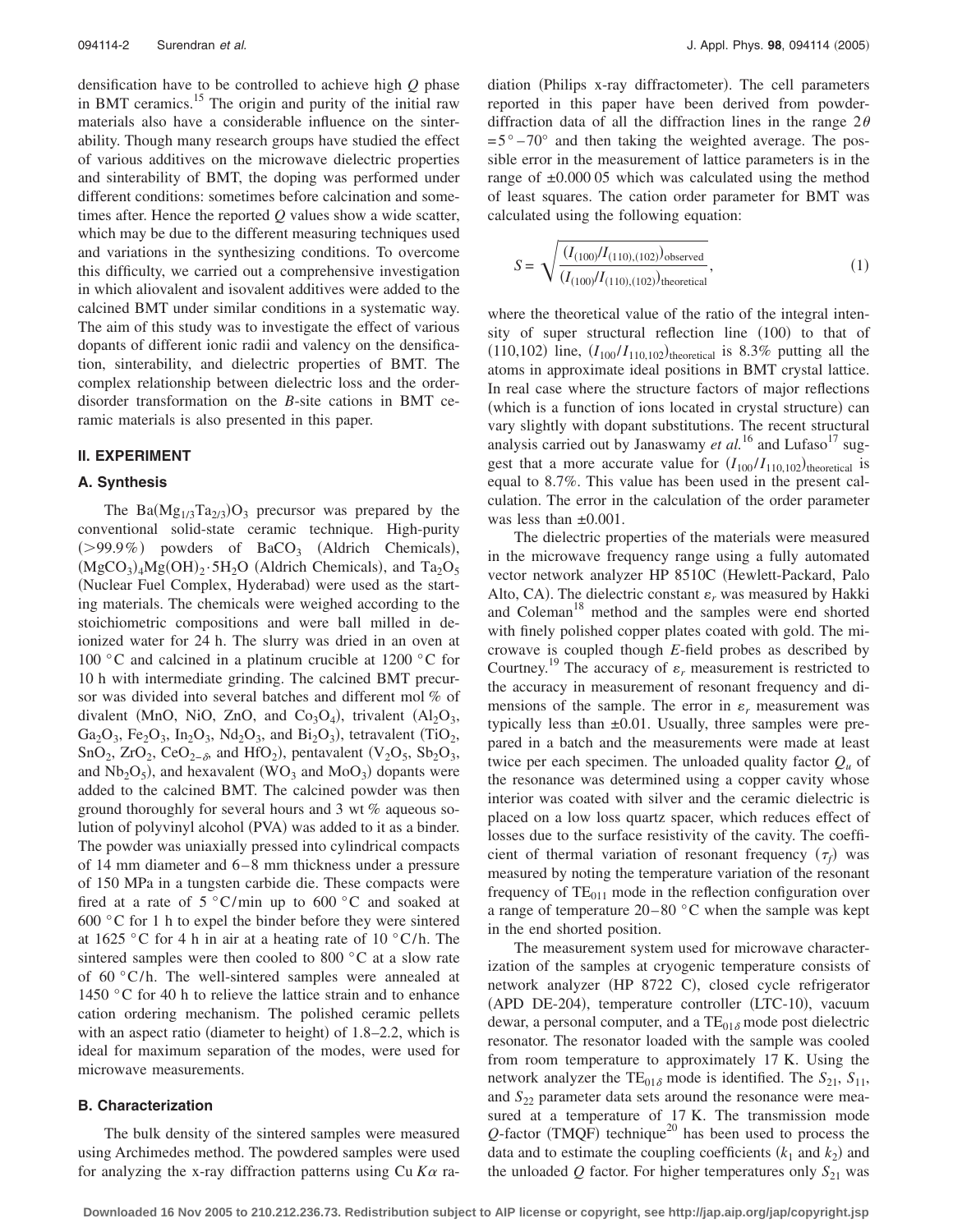densification have to be controlled to achieve high $Q$ phase in BMT ceramics.[15] The origin and purity of the initial raw materials also have a considerable influence on the sinterability. Though many research groups have studied the effect of various additives on the microwave dielectric properties and sinterability of BMT, the doping was performed under different conditions: sometimes before calcination and sometimes after. Hence the reported $Q$ values show a wide scatter, which may be due to the different measuring techniques used and variations in the synthesizing conditions. To overcome this difficulty, we carried out a comprehensive investigation in which aliovalent and isovalent additives were added to the calcined BMT under similar conditions in a systematic way. The aim of this study was to investigate the effect of various dopants of different ionic radii and valency on the densification, sinterability, and dielectric properties of BMT. The complex relationship between dielectric loss and the order-disorder transformation on the $B$-site cations in BMT ceramic materials is also presented in this paper.

## II. EXPERIMENT

### A. Synthesis

The $Ba(Mg_{1/3}Ta_{2/3})O_3$ precursor was prepared by the conventional solid-state ceramic technique. High-purity (>99.9%) powders of $BaCO_3$ (Aldrich Chemicals), $(MgCO_3)_4Mg(OH)_2 \cdot 5H_2O$ (Aldrich Chemicals), and $Ta_2O_5$ (Nuclear Fuel Complex, Hyderabad) were used as the starting materials. The chemicals were weighed according to the stoichiometric compositions and were ball milled in deionized water for 24 h. The slurry was dried in an oven at 100 °C and calcined in a platinum crucible at 1200 °C for 10 h with intermediate grinding. The calcined BMT precursor was divided into several batches and different mol % of divalent (MnO, NiO, ZnO, and $Co_3O_4$), trivalent ($Al_2O_3$, $Ga_2O_3$, $Fe_2O_3$, $In_2O_3$, $Nd_2O_3$, and $Bi_2O_3$), tetravalent ($TiO_2$, $SnO_2$, $ZrO_2$, $CeO_{2-\delta}$, and $HfO_2$), pentavalent ($V_2O_5$, $Sb_2O_3$, and $Nb_2O_5$), and hexavalent ($WO_3$ and $MoO_3$) dopants were added to the calcined BMT. The calcined powder was then ground thoroughly for several hours and 3 wt % aqueous solution of polyvinyl alcohol (PVA) was added to it as a binder. The powder was uniaxially pressed into cylindrical compacts of 14 mm diameter and 6–8 mm thickness under a pressure of 150 MPa in a tungsten carbide die. These compacts were fired at a rate of 5 °C/min up to 600 °C and soaked at 600 °C for 1 h to expel the binder before they were sintered at 1625 °C for 4 h in air at a heating rate of 10 °C/h. The sintered samples were then cooled to 800 °C at a slow rate of 60 °C/h. The well-sintered samples were annealed at 1450 °C for 40 h to relieve the lattice strain and to enhance cation ordering mechanism. The polished ceramic pellets with an aspect ratio (diameter to height) of 1.8–2.2, which is ideal for maximum separation of the modes, were used for microwave measurements.

### B. Characterization

The bulk density of the sintered samples were measured using Archimedes method. The powdered samples were used for analyzing the x-ray diffraction patterns using Cu $K\alpha$ radiation (Philips x-ray diffractometer). The cell parameters reported in this paper have been derived from powder-diffraction data of all the diffraction lines in the range $2\theta = 5° - 70°$ and then taking the weighted average. The possible error in the measurement of lattice parameters is in the range of ±0.000 05 which was calculated using the method of least squares. The cation order parameter for BMT was calculated using the following equation:

$$S = \sqrt{\frac{(I_{(100)}/I_{(110),(102)})_{\text{observed}}}{(I_{(100)}/I_{(110),(102)})_{\text{theoretical}}}}, \tag{1}$$

where the theoretical value of the ratio of the integral intensity of super structural reflection line (100) to that of (110,102) line, $(I_{100}/I_{110,102})_{\text{theoretical}}$ is 8.3% putting all the atoms in approximate ideal positions in BMT crystal lattice. In real case where the structure factors of major reflections (which is a function of ions located in crystal structure) can vary slightly with dopant substitutions. The recent structural analysis carried out by Janaswamy *et al.*[16] and Lufaso[17] suggest that a more accurate value for $(I_{100}/I_{110,102})_{\text{theoretical}}$ is equal to 8.7%. This value has been used in the present calculation. The error in the calculation of the order parameter was less than ±0.001.

The dielectric properties of the materials were measured in the microwave frequency range using a fully automated vector network analyzer HP 8510C (Hewlett-Packard, Palo Alto, CA). The dielectric constant $\varepsilon_r$ was measured by Hakki and Coleman[18] method and the samples were end shorted with finely polished copper plates coated with gold. The microwave is coupled though $E$-field probes as described by Courtney.[19] The accuracy of $\varepsilon_r$ measurement is restricted to the accuracy in measurement of resonant frequency and dimensions of the sample. The error in $\varepsilon_r$ measurement was typically less than ±0.01. Usually, three samples were prepared in a batch and the measurements were made at least twice per each specimen. The unloaded quality factor $Q_u$ of the resonance was determined using a copper cavity whose interior was coated with silver and the ceramic dielectric is placed on a low loss quartz spacer, which reduces effect of losses due to the surface resistivity of the cavity. The coefficient of thermal variation of resonant frequency ($\tau_f$) was measured by noting the temperature variation of the resonant frequency of $TE_{011}$ mode in the reflection configuration over a range of temperature 20–80 °C when the sample was kept in the end shorted position.

The measurement system used for microwave characterization of the samples at cryogenic temperature consists of network analyzer (HP 8722 C), closed cycle refrigerator (APD DE-204), temperature controller (LTC-10), vacuum dewar, a personal computer, and a $TE_{01\delta}$ mode post dielectric resonator. The resonator loaded with the sample was cooled from room temperature to approximately 17 K. Using the network analyzer the $TE_{01\delta}$ mode is identified. The $S_{21}$, $S_{11}$, and $S_{22}$ parameter data sets around the resonance were measured at a temperature of 17 K. The transmission mode $Q$-factor (TMQF) technique[20] has been used to process the data and to estimate the coupling coefficients ($k_1$ and $k_2$) and the unloaded $Q$ factor. For higher temperatures only $S_{21}$ was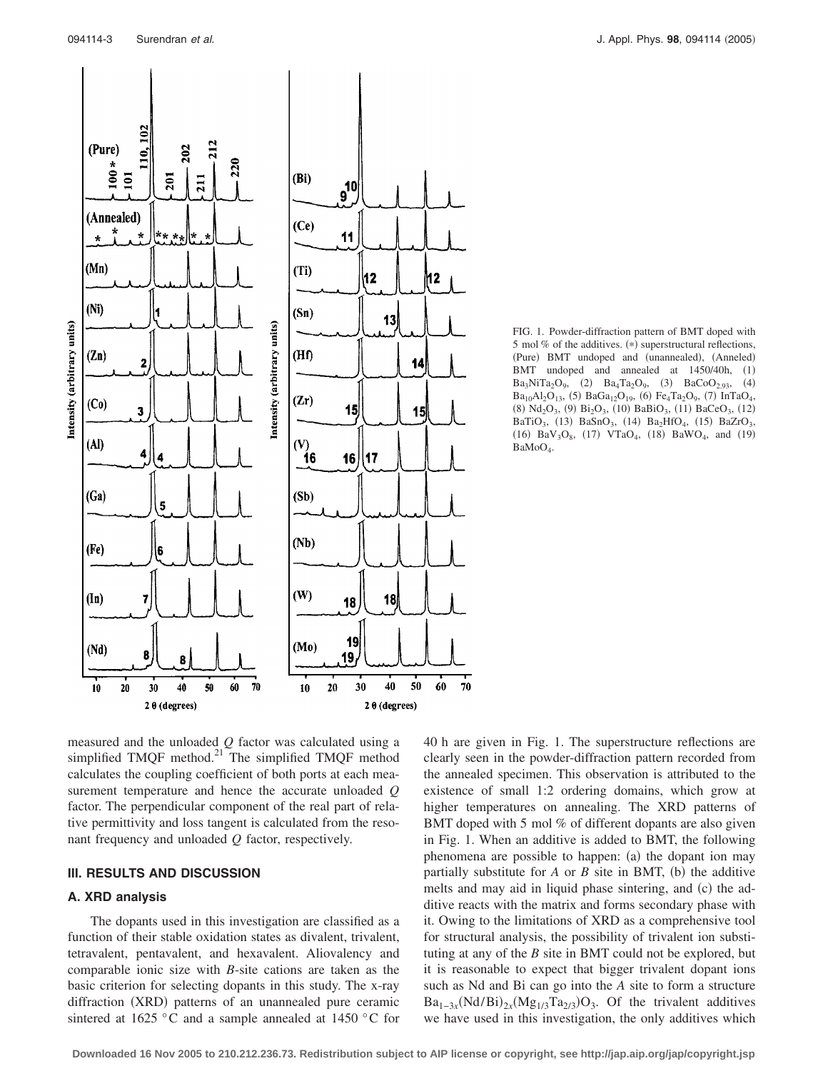FIG. 1. Powder-diffraction pattern of BMT doped with 5 mol % of the additives. (*) superstructural reflections, (Pure) BMT undoped and (unannealed), (Anneled) BMT undoped and annealed at 1450/40h, (1) $Ba_3NiTa_2O_9$, (2) $Ba_4Ta_2O_9$, (3) $BaCoO_{2.93}$, (4) $Ba_{10}Al_2O_{13}$, (5) $BaGa_{12}O_{19}$, (6) $Fe_4Ta_2O_9$, (7) $InTaO_4$, (8) $Nd_2O_3$, (9) $Bi_2O_3$, (10) $BaBiO_3$, (11) $BaCeO_3$, (12) $BaTiO_3$, (13) $BaSnO_3$, (14) $Ba_2HfO_4$, (15) $BaZrO_3$, (16) $BaV_3O_8$, (17) $VTaO_4$, (18) $BaWO_4$, and (19) $BaMoO_4$.

measured and the unloaded $Q$ factor was calculated using a simplified TMQF method.[21] The simplified TMQF method calculates the coupling coefficient of both ports at each measurement temperature and hence the accurate unloaded $Q$ factor. The perpendicular component of the real part of relative permittivity and loss tangent is calculated from the resonant frequency and unloaded $Q$ factor, respectively.

## III. RESULTS AND DISCUSSION

### A. XRD analysis

The dopants used in this investigation are classified as a function of their stable oxidation states as divalent, trivalent, tetravalent, pentavalent, and hexavalent. Aliovalency and comparable ionic size with $B$-site cations are taken as the basic criterion for selecting dopants in this study. The x-ray diffraction (XRD) patterns of an unannealed pure ceramic sintered at 1625 °C and a sample annealed at 1450 °C for 40 h are given in Fig. 1. The superstructure reflections are clearly seen in the powder-diffraction pattern recorded from the annealed specimen. This observation is attributed to the existence of small 1:2 ordering domains, which grow at higher temperatures on annealing. The XRD patterns of BMT doped with 5 mol % of different dopants are also given in Fig. 1. When an additive is added to BMT, the following phenomena are possible to happen: (a) the dopant ion may partially substitute for $A$ or $B$ site in BMT, (b) the additive melts and may aid in liquid phase sintering, and (c) the additive reacts with the matrix and forms secondary phase with it. Owing to the limitations of XRD as a comprehensive tool for structural analysis, the possibility of trivalent ion substituting at any of the $B$ site in BMT could not be explored, but it is reasonable to expect that bigger trivalent dopant ions such as Nd and Bi can go into the $A$ site to form a structure $Ba_{1-3x}(Nd/Bi)_{2x}(Mg_{1/3}Ta_{2/3})O_3$. Of the trivalent additives we have used in this investigation, the only additives which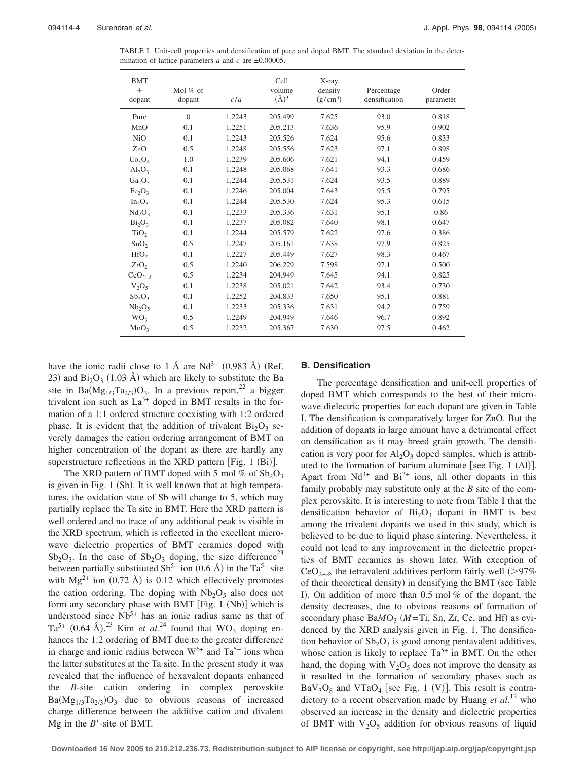TABLE I. Unit-cell properties and densification of pure and doped BMT. The standard deviation in the determination of lattice parameters *a* and *c* are ±0.00005.

| BMT + dopant | Mol % of dopant | $c/a$ | Cell volume $(Å)^3$ | X-ray density $(g/cm^3)$ | Percentage densification | Order parameter |
|---|---|---|---|---|---|---|
| Pure | 0 | 1.2243 | 205.499 | 7.625 | 93.0 | 0.818 |
| MnO | 0.1 | 1.2251 | 205.213 | 7.636 | 95.9 | 0.902 |
| NiO | 0.1 | 1.2243 | 205.526 | 7.624 | 95.6 | 0.833 |
| ZnO | 0.5 | 1.2248 | 205.556 | 7.623 | 97.1 | 0.898 |
| $Co_3O_4$ | 1.0 | 1.2239 | 205.606 | 7.621 | 94.1 | 0.459 |
| $Al_2O_3$ | 0.1 | 1.2248 | 205.068 | 7.641 | 93.3 | 0.686 |
| $Ga_2O_3$ | 0.1 | 1.2244 | 205.531 | 7.624 | 93.5 | 0.889 |
| $Fe_2O_3$ | 0.1 | 1.2246 | 205.004 | 7.643 | 95.5 | 0.795 |
| $In_2O_3$ | 0.1 | 1.2244 | 205.530 | 7.624 | 95.3 | 0.615 |
| $Nd_2O_3$ | 0.1 | 1.2233 | 205.336 | 7.631 | 95.1 | 0.86 |
| $Bi_2O_3$ | 0.1 | 1.2237 | 205.082 | 7.640 | 98.1 | 0.647 |
| $TiO_2$ | 0.1 | 1.2244 | 205.579 | 7.622 | 97.6 | 0.386 |
| $SnO_2$ | 0.5 | 1.2247 | 205.161 | 7.638 | 97.9 | 0.825 |
| $HfO_2$ | 0.1 | 1.2227 | 205.449 | 7.627 | 98.3 | 0.467 |
| $ZrO_2$ | 0.5 | 1.2240 | 206.229 | 7.598 | 97.1 | 0.500 |
| $CeO_{2-\delta}$ | 0.5 | 1.2234 | 204.949 | 7.645 | 94.1 | 0.825 |
| $V_2O_5$ | 0.1 | 1.2238 | 205.021 | 7.642 | 93.4 | 0.730 |
| $Sb_2O_3$ | 0.1 | 1.2252 | 204.833 | 7.650 | 95.1 | 0.881 |
| $Nb_2O_5$ | 0.1 | 1.2233 | 205.336 | 7.631 | 94.2 | 0.759 |
| $WO_3$ | 0.5 | 1.2249 | 204.949 | 7.646 | 96.7 | 0.892 |
| $MoO_3$ | 0.5 | 1.2232 | 205.367 | 7.630 | 97.5 | 0.462 |

have the ionic radii close to 1 Å are $Nd^{3+}$ (0.983 Å) (Ref. 23) and $Bi_2O_3$ (1.03 Å) which are likely to substitute the Ba site in $Ba(Mg_{1/3}Ta_{2/3})O_3$. In a previous report,[22] a bigger trivalent ion such as $La^{3+}$ doped in BMT results in the formation of a 1:1 ordered structure coexisting with 1:2 ordered phase. It is evident that the addition of trivalent $Bi_2O_3$ severely damages the cation ordering arrangement of BMT on higher concentration of the dopant as there are hardly any superstructure reflections in the XRD pattern [Fig. 1 (Bi)].

The XRD pattern of BMT doped with 5 mol % of $Sb_2O_3$ is given in Fig. 1 (Sb). It is well known that at high temperatures, the oxidation state of Sb will change to 5, which may partially replace the Ta site in BMT. Here the XRD pattern is well ordered and no trace of any additional peak is visible in the XRD spectrum, which is reflected in the excellent microwave dielectric properties of BMT ceramics doped with $Sb_2O_3$. In the case of $Sb_2O_3$ doping, the size difference[23] between partially substituted $Sb^{5+}$ ion (0.6 Å) in the $Ta^{5+}$ site with $Mg^{2+}$ ion (0.72 Å) is 0.12 which effectively promotes the cation ordering. The doping with $Nb_2O_5$ also does not form any secondary phase with BMT [Fig. 1 (Nb)] which is understood since $Nb^{5+}$ has an ionic radius same as that of $Ta^{5+}$ (0.64 Å).[23] Kim *et al.*[24] found that $WO_3$ doping enhances the 1:2 ordering of BMT due to the greater difference in charge and ionic radius between $W^{6+}$ and $Ta^{5+}$ ions when the latter substitutes at the Ta site. In the present study it was revealed that the influence of hexavalent dopants enhanced the *B*-site cation ordering in complex perovskite $Ba(Mg_{1/3}Ta_{2/3})O_3$ due to obvious reasons of increased charge difference between the additive cation and divalent Mg in the $B'$-site of BMT.

## B. Densification

The percentage densification and unit-cell properties of doped BMT which corresponds to the best of their microwave dielectric properties for each dopant are given in Table I. The densification is comparatively larger for ZnO. But the addition of dopants in large amount have a detrimental effect on densification as it may breed grain growth. The densification is very poor for $Al_2O_3$ doped samples, which is attributed to the formation of barium aluminate [see Fig. 1 (Al)]. Apart from $Nd^{3+}$ and $Bi^{3+}$ ions, all other dopants in this family probably may substitute only at the *B* site of the complex perovskite. It is interesting to note from Table I that the densification behavior of $Bi_2O_3$ dopant in BMT is best among the trivalent dopants we used in this study, which is believed to be due to liquid phase sintering. Nevertheless, it could not lead to any improvement in the dielectric properties of BMT ceramics as shown later. With exception of $CeO_{2-\delta}$, the tetravalent additives perform fairly well (>97% of their theoretical density) in densifying the BMT (see Table I). On addition of more than 0.5 mol % of the dopant, the density decreases, due to obvious reasons of formation of secondary phase $BaMO_3$ ($M$=Ti, Sn, Zr, Ce, and Hf) as evidenced by the XRD analysis given in Fig. 1. The densification behavior of $Sb_2O_3$ is good among pentavalent additives, whose cation is likely to replace $Ta^{5+}$ in BMT. On the other hand, the doping with $V_2O_5$ does not improve the density as it resulted in the formation of secondary phases such as $BaV_3O_8$ and $VTaO_4$ [see Fig. 1 (V)]. This result is contradictory to a recent observation made by Huang *et al.*[12] who observed an increase in the density and dielectric properties of BMT with $V_2O_5$ addition for obvious reasons of liquid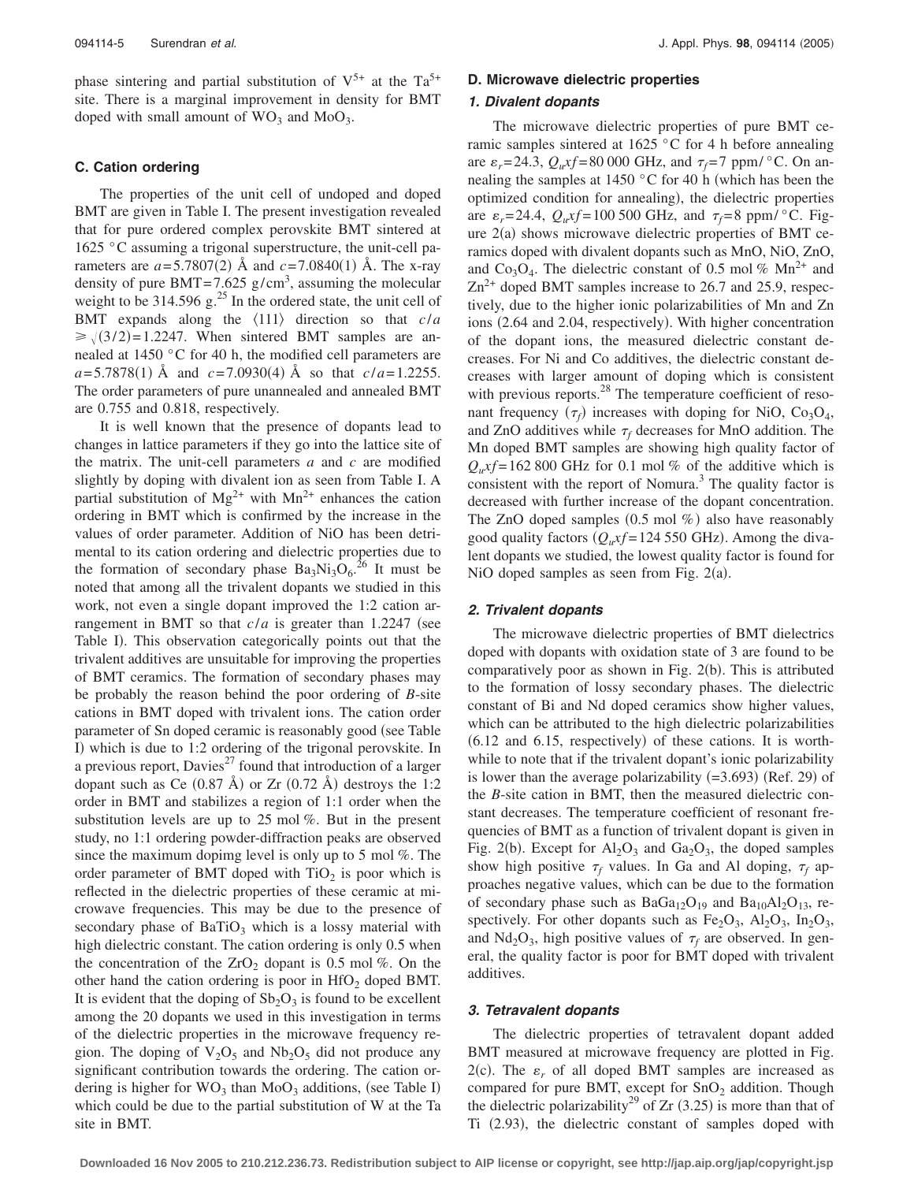phase sintering and partial substitution of $V^{5+}$ at the $Ta^{5+}$ site. There is a marginal improvement in density for BMT doped with small amount of $WO_3$ and $MoO_3$.

### C. Cation ordering

The properties of the unit cell of undoped and doped BMT are given in Table I. The present investigation revealed that for pure ordered complex perovskite BMT sintered at 1625 °C assuming a trigonal superstructure, the unit-cell parameters are $a=5.7807(2)$ Å and $c=7.0840(1)$ Å. The x-ray density of pure BMT=7.625 g/cm$^3$, assuming the molecular weight to be 314.596 g.[25] In the ordered state, the unit cell of BMT expands along the ⟨111⟩ direction so that $c/a \geqslant \sqrt{(3/2)}=1.2247$. When sintered BMT samples are annealed at 1450 °C for 40 h, the modified cell parameters are $a=5.7878(1)$ Å and $c=7.0930(4)$ Å so that $c/a=1.2255$. The order parameters of pure unannealed and annealed BMT are 0.755 and 0.818, respectively.

It is well known that the presence of dopants lead to changes in lattice parameters if they go into the lattice site of the matrix. The unit-cell parameters $a$ and $c$ are modified slightly by doping with divalent ion as seen from Table I. A partial substitution of $Mg^{2+}$ with $Mn^{2+}$ enhances the cation ordering in BMT which is confirmed by the increase in the values of order parameter. Addition of NiO has been detrimental to its cation ordering and dielectric properties due to the formation of secondary phase $Ba_3Ni_3O_6$.[26] It must be noted that among all the trivalent dopants we studied in this work, not even a single dopant improved the 1:2 cation arrangement in BMT so that $c/a$ is greater than 1.2247 (see Table I). This observation categorically points out that the trivalent additives are unsuitable for improving the properties of BMT ceramics. The formation of secondary phases may be probably the reason behind the poor ordering of $B$-site cations in BMT doped with trivalent ions. The cation order parameter of Sn doped ceramic is reasonably good (see Table I) which is due to 1:2 ordering of the trigonal perovskite. In a previous report, Davies[27] found that introduction of a larger dopant such as Ce (0.87 Å) or Zr (0.72 Å) destroys the 1:2 order in BMT and stabilizes a region of 1:1 order when the substitution levels are up to 25 mol %. But in the present study, no 1:1 ordering powder-diffraction peaks are observed since the maximum dopimg level is only up to 5 mol %. The order parameter of BMT doped with $TiO_2$ is poor which is reflected in the dielectric properties of these ceramic at microwave frequencies. This may be due to the presence of secondary phase of $BaTiO_3$ which is a lossy material with high dielectric constant. The cation ordering is only 0.5 when the concentration of the $ZrO_2$ dopant is 0.5 mol %. On the other hand the cation ordering is poor in $HfO_2$ doped BMT. It is evident that the doping of $Sb_2O_3$ is found to be excellent among the 20 dopants we used in this investigation in terms of the dielectric properties in the microwave frequency region. The doping of $V_2O_5$ and $Nb_2O_5$ did not produce any significant contribution towards the ordering. The cation ordering is higher for $WO_3$ than $MoO_3$ additions, (see Table I) which could be due to the partial substitution of W at the Ta site in BMT.

### D. Microwave dielectric properties

#### 1. Divalent dopants

The microwave dielectric properties of pure BMT ceramic samples sintered at 1625 °C for 4 h before annealing are $\varepsilon_r=24.3$, $Q_u x f=80\,000$ GHz, and $\tau_f=7$ ppm/°C. On annealing the samples at 1450 °C for 40 h (which has been the optimized condition for annealing), the dielectric properties are $\varepsilon_r=24.4$, $Q_u x f=100\,500$ GHz, and $\tau_f=8$ ppm/°C. Figure 2(a) shows microwave dielectric properties of BMT ceramics doped with divalent dopants such as MnO, NiO, ZnO, and $Co_3O_4$. The dielectric constant of 0.5 mol % $Mn^{2+}$ and $Zn^{2+}$ doped BMT samples increase to 26.7 and 25.9, respectively, due to the higher ionic polarizabilities of Mn and Zn ions (2.64 and 2.04, respectively). With higher concentration of the dopant ions, the measured dielectric constant decreases. For Ni and Co additives, the dielectric constant decreases with larger amount of doping which is consistent with previous reports.[28] The temperature coefficient of resonant frequency ($\tau_f$) increases with doping for NiO, $Co_3O_4$, and ZnO additives while $\tau_f$ decreases for MnO addition. The Mn doped BMT samples are showing high quality factor of $Q_u x f=162\,800$ GHz for 0.1 mol % of the additive which is consistent with the report of Nomura.[3] The quality factor is decreased with further increase of the dopant concentration. The ZnO doped samples (0.5 mol %) also have reasonably good quality factors ($Q_u x f=124\,550$ GHz). Among the divalent dopants we studied, the lowest quality factor is found for NiO doped samples as seen from Fig. 2(a).

#### 2. Trivalent dopants

The microwave dielectric properties of BMT dielectrics doped with dopants with oxidation state of 3 are found to be comparatively poor as shown in Fig. 2(b). This is attributed to the formation of lossy secondary phases. The dielectric constant of Bi and Nd doped ceramics show higher values, which can be attributed to the high dielectric polarizabilities (6.12 and 6.15, respectively) of these cations. It is worthwhile to note that if the trivalent dopant's ionic polarizability is lower than the average polarizability (=3.693) (Ref. 29) of the $B$-site cation in BMT, then the measured dielectric constant decreases. The temperature coefficient of resonant frequencies of BMT as a function of trivalent dopant is given in Fig. 2(b). Except for $Al_2O_3$ and $Ga_2O_3$, the doped samples show high positive $\tau_f$ values. In Ga and Al doping, $\tau_f$ approaches negative values, which can be due to the formation of secondary phase such as $BaGa_{12}O_{19}$ and $Ba_{10}Al_2O_{13}$, respectively. For other dopants such as $Fe_2O_3$, $Al_2O_3$, $In_2O_3$, and $Nd_2O_3$, high positive values of $\tau_f$ are observed. In general, the quality factor is poor for BMT doped with trivalent additives.

#### 3. Tetravalent dopants

The dielectric properties of tetravalent dopant added BMT measured at microwave frequency are plotted in Fig. 2(c). The $\varepsilon_r$ of all doped BMT samples are increased as compared for pure BMT, except for $SnO_2$ addition. Though the dielectric polarizability[29] of Zr (3.25) is more than that of Ti (2.93), the dielectric constant of samples doped with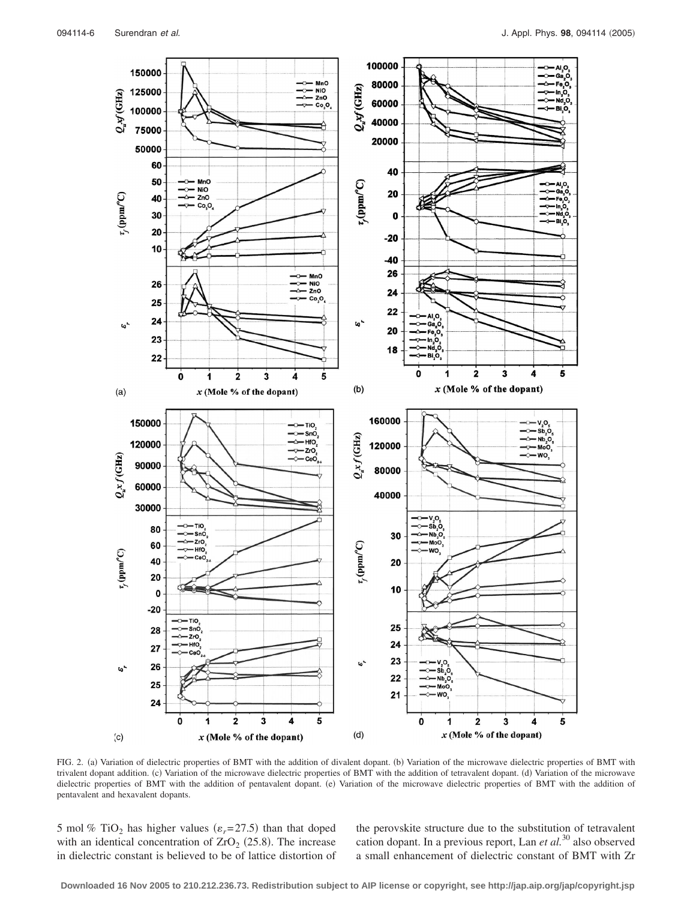FIG. 2. (a) Variation of dielectric properties of BMT with the addition of divalent dopant. (b) Variation of the microwave dielectric properties of BMT with trivalent dopant addition. (c) Variation of the microwave dielectric properties of BMT with the addition of tetravalent dopant. (d) Variation of the microwave dielectric properties of BMT with the addition of pentavalent dopant. (e) Variation of the microwave dielectric properties of BMT with the addition of pentavalent and hexavalent dopants.

5 mol % $TiO_2$ has higher values ($\varepsilon_r$=27.5) than that doped with an identical concentration of $ZrO_2$ (25.8). The increase in dielectric constant is believed to be of lattice distortion of the perovskite structure due to the substitution of tetravalent cation dopant. In a previous report, Lan *et al.*[30] also observed a small enhancement of dielectric constant of BMT with Zr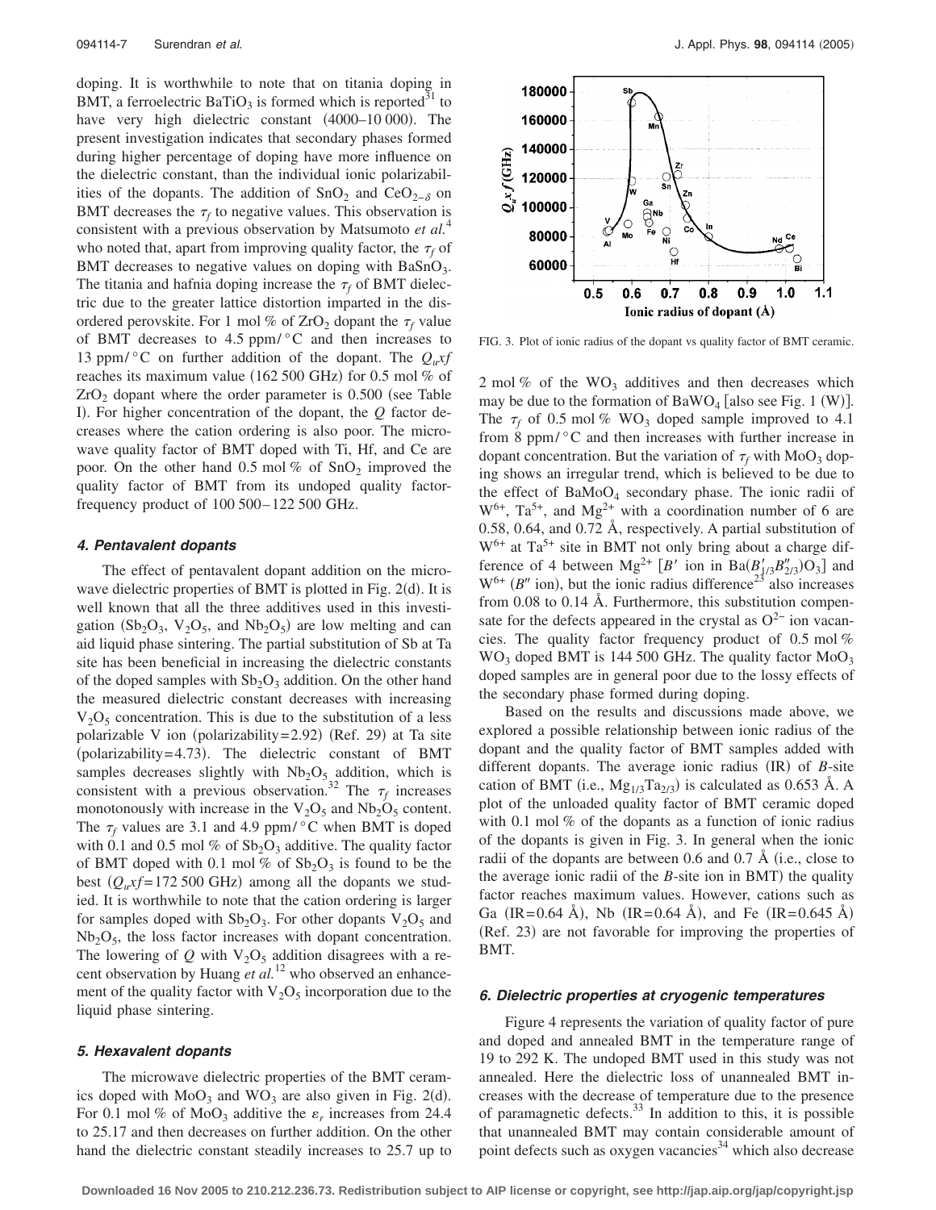doping. It is worthwhile to note that on titania doping in BMT, a ferroelectric $BaTiO_3$ is formed which is reported[31] to have very high dielectric constant (4000–10 000). The present investigation indicates that secondary phases formed during higher percentage of doping have more influence on the dielectric constant, than the individual ionic polarizabilities of the dopants. The addition of $SnO_2$ and $CeO_{2-\delta}$ on BMT decreases the $\tau_f$ to negative values. This observation is consistent with a previous observation by Matsumoto *et al.*[4] who noted that, apart from improving quality factor, the $\tau_f$ of BMT decreases to negative values on doping with $BaSnO_3$. The titania and hafnia doping increase the $\tau_f$ of BMT dielectric due to the greater lattice distortion imparted in the disordered perovskite. For 1 mol % of $ZrO_2$ dopant the $\tau_f$ value of BMT decreases to 4.5 ppm/°C and then increases to 13 ppm/°C on further addition of the dopant. The $Q_u xf$ reaches its maximum value (162 500 GHz) for 0.5 mol % of $ZrO_2$ dopant where the order parameter is 0.500 (see Table I). For higher concentration of the dopant, the $Q$ factor decreases where the cation ordering is also poor. The microwave quality factor of BMT doped with Ti, Hf, and Ce are poor. On the other hand 0.5 mol % of $SnO_2$ improved the quality factor of BMT from its undoped quality factor-frequency product of 100 500–122 500 GHz.

#### *4. Pentavalent dopants*

The effect of pentavalent dopant addition on the microwave dielectric properties of BMT is plotted in Fig. 2(d). It is well known that all the three additives used in this investigation ($Sb_2O_3$, $V_2O_5$, and $Nb_2O_5$) are low melting and can aid liquid phase sintering. The partial substitution of Sb at Ta site has been beneficial in increasing the dielectric constants of the doped samples with $Sb_2O_3$ addition. On the other hand the measured dielectric constant decreases with increasing $V_2O_5$ concentration. This is due to the substitution of a less polarizable V ion (polarizability=2.92) (Ref. 29) at Ta site (polarizability=4.73). The dielectric constant of BMT samples decreases slightly with $Nb_2O_5$ addition, which is consistent with a previous observation.[32] The $\tau_f$ increases monotonously with increase in the $V_2O_5$ and $Nb_2O_5$ content. The $\tau_f$ values are 3.1 and 4.9 ppm/°C when BMT is doped with 0.1 and 0.5 mol % of $Sb_2O_3$ additive. The quality factor of BMT doped with 0.1 mol % of $Sb_2O_3$ is found to be the best ($Q_u xf$=172 500 GHz) among all the dopants we studied. It is worthwhile to note that the cation ordering is larger for samples doped with $Sb_2O_3$. For other dopants $V_2O_5$ and $Nb_2O_5$, the loss factor increases with dopant concentration. The lowering of $Q$ with $V_2O_5$ addition disagrees with a recent observation by Huang *et al.*[12] who observed an enhancement of the quality factor with $V_2O_5$ incorporation due to the liquid phase sintering.

#### *5. Hexavalent dopants*

The microwave dielectric properties of the BMT ceramics doped with $MoO_3$ and $WO_3$ are also given in Fig. 2(d). For 0.1 mol % of $MoO_3$ additive the $\varepsilon_r$ increases from 24.4 to 25.17 and then decreases on further addition. On the other hand the dielectric constant steadily increases to 25.7 up to 2 mol % of the $WO_3$ additives and then decreases which may be due to the formation of $BaWO_4$ [also see Fig. 1 (W)]. The $\tau_f$ of 0.5 mol % $WO_3$ doped sample improved to 4.1 from 8 ppm/°C and then increases with further increase in dopant concentration. But the variation of $\tau_f$ with $MoO_3$ doping shows an irregular trend, which is believed to be due to the effect of $BaMoO_4$ secondary phase. The ionic radii of $W^{6+}$, $Ta^{5+}$, and $Mg^{2+}$ with a coordination number of 6 are 0.58, 0.64, and 0.72 Å, respectively. A partial substitution of $W^{6+}$ at $Ta^{5+}$ site in BMT not only bring about a charge difference of 4 between $Mg^{2+}$ [$B'$ ion in $Ba(B'_{1/3}B''_{2/3})O_3$] and $W^{6+}$ ($B''$ ion), but the ionic radius difference[23] also increases from 0.08 to 0.14 Å. Furthermore, this substitution compensate for the defects appeared in the crystal as $O^{2-}$ ion vacancies. The quality factor frequency product of 0.5 mol % $WO_3$ doped BMT is 144 500 GHz. The quality factor $MoO_3$ doped samples are in general poor due to the lossy effects of the secondary phase formed during doping.

Based on the results and discussions made above, we explored a possible relationship between ionic radius of the dopant and the quality factor of BMT samples added with different dopants. The average ionic radius (IR) of $B$-site cation of BMT (i.e., $Mg_{1/3}Ta_{2/3}$) is calculated as 0.653 Å. A plot of the unloaded quality factor of BMT ceramic doped with 0.1 mol % of the dopants as a function of ionic radius of the dopants is given in Fig. 3. In general when the ionic radii of the dopants are between 0.6 and 0.7 Å (i.e., close to the average ionic radii of the $B$-site ion in BMT) the quality factor reaches maximum values. However, cations such as Ga (IR=0.64 Å), Nb (IR=0.64 Å), and Fe (IR=0.645 Å) (Ref. 23) are not favorable for improving the properties of BMT.

FIG. 3. Plot of ionic radius of the dopant vs quality factor of BMT ceramic.

#### *6. Dielectric properties at cryogenic temperatures*

Figure 4 represents the variation of quality factor of pure and doped and annealed BMT in the temperature range of 19 to 292 K. The undoped BMT used in this study was not annealed. Here the dielectric loss of unannealed BMT increases with the decrease of temperature due to the presence of paramagnetic defects.[33] In addition to this, it is possible that unannealed BMT may contain considerable amount of point defects such as oxygen vacancies[34] which also decrease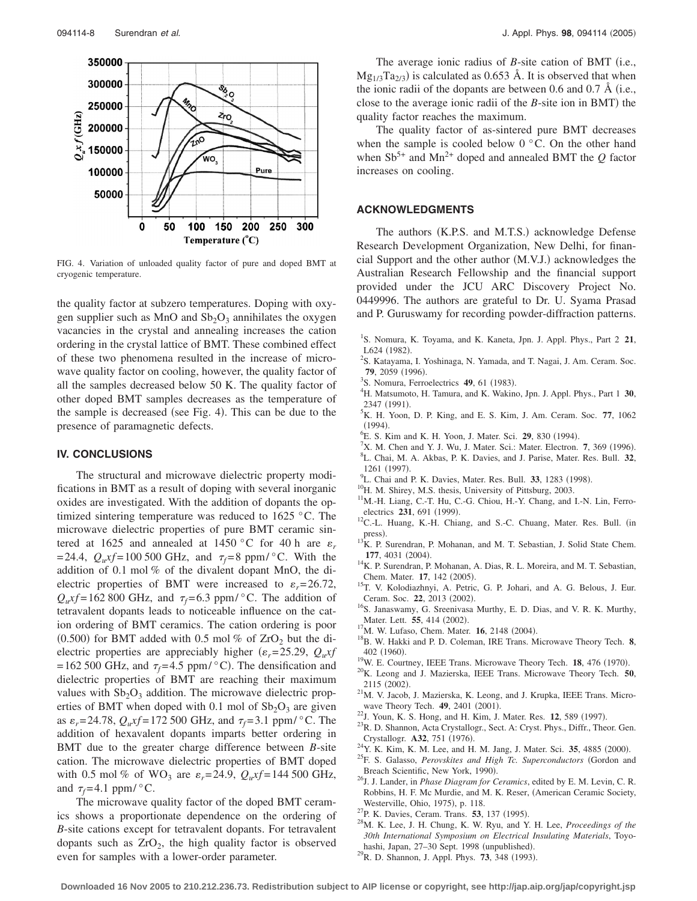FIG. 4. Variation of unloaded quality factor of pure and doped BMT at cryogenic temperature.

the quality factor at subzero temperatures. Doping with oxygen supplier such as MnO and $Sb_2O_3$ annihilates the oxygen vacancies in the crystal and annealing increases the cation ordering in the crystal lattice of BMT. These combined effect of these two phenomena resulted in the increase of microwave quality factor on cooling, however, the quality factor of all the samples decreased below 50 K. The quality factor of other doped BMT samples decreases as the temperature of the sample is decreased (see Fig. 4). This can be due to the presence of paramagnetic defects.

## IV. CONCLUSIONS

The structural and microwave dielectric property modifications in BMT as a result of doping with several inorganic oxides are investigated. With the addition of dopants the optimized sintering temperature was reduced to 1625 °C. The microwave dielectric properties of pure BMT ceramic sintered at 1625 and annealed at 1450 °C for 40 h are $\varepsilon_r = 24.4$, $Q_u x f = 100\,500$ GHz, and $\tau_f = 8$ ppm/°C. With the addition of 0.1 mol % of the divalent dopant MnO, the dielectric properties of BMT were increased to $\varepsilon_r = 26.72$, $Q_u x f = 162\,800$ GHz, and $\tau_f = 6.3$ ppm/°C. The addition of tetravalent dopants leads to noticeable influence on the cation ordering of BMT ceramics. The cation ordering is poor (0.500) for BMT added with 0.5 mol % of $ZrO_2$ but the dielectric properties are appreciably higher ($\varepsilon_r = 25.29$, $Q_u x f = 162\,500$ GHz, and $\tau_f = 4.5$ ppm/°C). The densification and dielectric properties of BMT are reaching their maximum values with $Sb_2O_3$ addition. The microwave dielectric properties of BMT when doped with 0.1 mol of $Sb_2O_3$ are given as $\varepsilon_r = 24.78$, $Q_u x f = 172\,500$ GHz, and $\tau_f = 3.1$ ppm/°C. The addition of hexavalent dopants imparts better ordering in BMT due to the greater charge difference between *B*-site cation. The microwave dielectric properties of BMT doped with 0.5 mol % of $WO_3$ are $\varepsilon_r = 24.9$, $Q_u x f = 144\,500$ GHz, and $\tau_f = 4.1$ ppm/°C.

The microwave quality factor of the doped BMT ceramics shows a proportionate dependence on the ordering of *B*-site cations except for tetravalent dopants. For tetravalent dopants such as $ZrO_2$, the high quality factor is observed even for samples with a lower-order parameter.

The average ionic radius of *B*-site cation of BMT (i.e., $Mg_{1/3}Ta_{2/3}$) is calculated as 0.653 Å. It is observed that when the ionic radii of the dopants are between 0.6 and 0.7 Å (i.e., close to the average ionic radii of the *B*-site ion in BMT) the quality factor reaches the maximum.

The quality factor of as-sintered pure BMT decreases when the sample is cooled below 0 °C. On the other hand when $Sb^{5+}$ and $Mn^{2+}$ doped and annealed BMT the *Q* factor increases on cooling.

## ACKNOWLEDGMENTS

The authors (K.P.S. and M.T.S.) acknowledge Defense Research Development Organization, New Delhi, for financial Support and the other author (M.V.J.) acknowledges the Australian Research Fellowship and the financial support provided under the JCU ARC Discovery Project No. 0449996. The authors are grateful to Dr. U. Syama Prasad and P. Guruswamy for recording powder-diffraction patterns.

[1] S. Nomura, K. Toyama, and K. Kaneta, Jpn. J. Appl. Phys., Part 2 **21**, L624 (1982).
[2] S. Katayama, I. Yoshinaga, N. Yamada, and T. Nagai, J. Am. Ceram. Soc. **79**, 2059 (1996).
[3] S. Nomura, Ferroelectrics **49**, 61 (1983).
[4] H. Matsumoto, H. Tamura, and K. Wakino, Jpn. J. Appl. Phys., Part 1 **30**, 2347 (1991).
[5] K. H. Yoon, D. P. King, and E. S. Kim, J. Am. Ceram. Soc. **77**, 1062 (1994).
[6] E. S. Kim and K. H. Yoon, J. Mater. Sci. **29**, 830 (1994).
[7] X. M. Chen and Y. J. Wu, J. Mater. Sci.: Mater. Electron. **7**, 369 (1996).
[8] L. Chai, M. A. Akbas, P. K. Davies, and J. Parise, Mater. Res. Bull. **32**, 1261 (1997).
[9] L. Chai and P. K. Davies, Mater. Res. Bull. **33**, 1283 (1998).
[10] H. M. Shirey, M.S. thesis, University of Pittsburg, 2003.
[11] M.-H. Liang, C.-T. Hu, C.-G. Chiou, H.-Y. Chang, and I.-N. Lin, Ferroelectrics **231**, 691 (1999).
[12] C.-L. Huang, K.-H. Chiang, and S.-C. Chuang, Mater. Res. Bull. (in press).
[13] K. P. Surendran, P. Mohanan, and M. T. Sebastian, J. Solid State Chem. **177**, 4031 (2004).
[14] K. P. Surendran, P. Mohanan, A. Dias, R. L. Moreira, and M. T. Sebastian, Chem. Mater. **17**, 142 (2005).
[15] T. V. Kolodiazhnyi, A. Petric, G. P. Johari, and A. G. Belous, J. Eur. Ceram. Soc. **22**, 2013 (2002).
[16] S. Janaswamy, G. Sreenivasa Murthy, E. D. Dias, and V. R. K. Murthy, Mater. Lett. **55**, 414 (2002).
[17] M. W. Lufaso, Chem. Mater. **16**, 2148 (2004).
[18] B. W. Hakki and P. D. Coleman, IRE Trans. Microwave Theory Tech. **8**, 402 (1960).
[19] W. E. Courtney, IEEE Trans. Microwave Theory Tech. **18**, 476 (1970).
[20] K. Leong and J. Mazierska, IEEE Trans. Microwave Theory Tech. **50**, 2115 (2002).
[21] M. V. Jacob, J. Mazierska, K. Leong, and J. Krupka, IEEE Trans. Microwave Theory Tech. **49**, 2401 (2001).
[22] J. Youn, K. S. Hong, and H. Kim, J. Mater. Res. **12**, 589 (1997).
[23] R. D. Shannon, Acta Crystallogr., Sect. A: Cryst. Phys., Diffr., Theor. Gen. Crystallogr. **A32**, 751 (1976).
[24] Y. K. Kim, K. M. Lee, and H. M. Jang, J. Mater. Sci. **35**, 4885 (2000).
[25] F. S. Galasso, *Perovskites and High Tc. Superconductors* (Gordon and Breach Scientific, New York, 1990).
[26] J. J. Lander, in *Phase Diagram for Ceramics*, edited by E. M. Levin, C. R. Robbins, H. F. Mc Murdie, and M. K. Reser, (American Ceramic Society, Westerville, Ohio, 1975), p. 118.
[27] P. K. Davies, Ceram. Trans. **53**, 137 (1995).
[28] M. K. Lee, J. H. Chung, K. W. Ryu, and Y. H. Lee, *Proceedings of the 30th International Symposium on Electrical Insulating Materials*, Toyohashi, Japan, 27–30 Sept. 1998 (unpublished).
[29] R. D. Shannon, J. Appl. Phys. **73**, 348 (1993).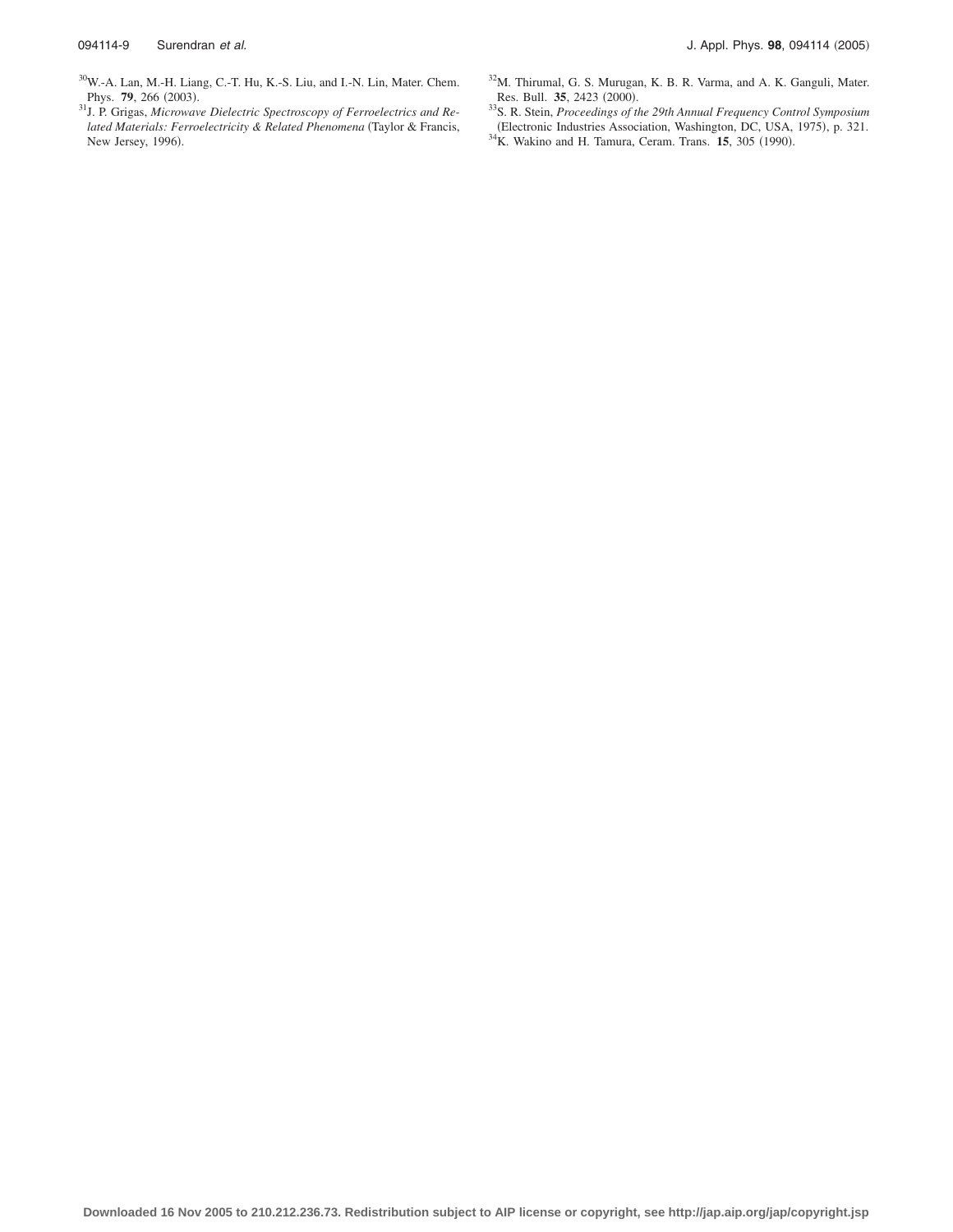[30] W.-A. Lan, M.-H. Liang, C.-T. Hu, K.-S. Liu, and I.-N. Lin, Mater. Chem. Phys. **79**, 266 (2003).

[31] J. P. Grigas, *Microwave Dielectric Spectroscopy of Ferroelectrics and Related Materials: Ferroelectricity & Related Phenomena* (Taylor & Francis, New Jersey, 1996).

[32] M. Thirumal, G. S. Murugan, K. B. R. Varma, and A. K. Ganguli, Mater. Res. Bull. **35**, 2423 (2000).

[33] S. R. Stein, *Proceedings of the 29th Annual Frequency Control Symposium* (Electronic Industries Association, Washington, DC, USA, 1975), p. 321.

[34] K. Wakino and H. Tamura, Ceram. Trans. **15**, 305 (1990).